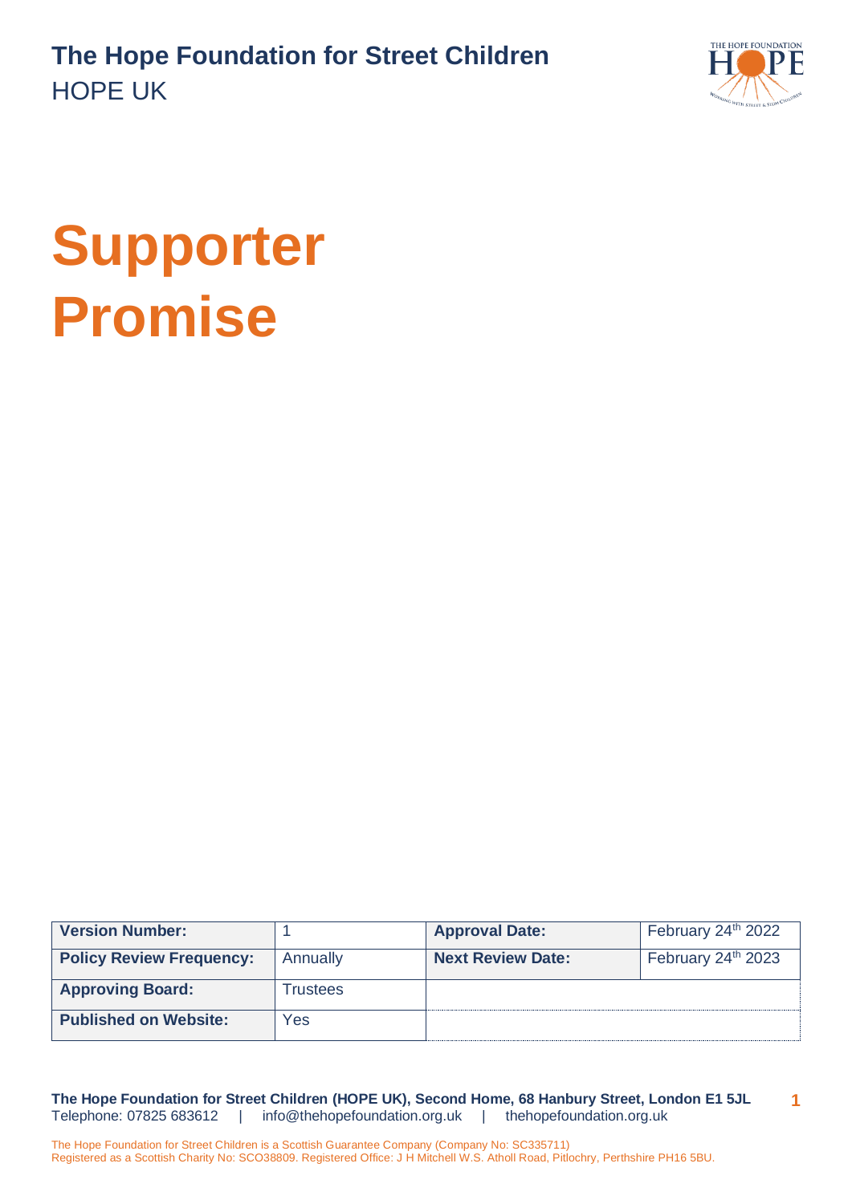**The Hope Foundation for Street Children**
HOPE UK

# Supporter Promise

| Version Number: | 1 | Approval Date: | February 24th 2022 |
|---|---|---|---|
| Policy Review Frequency: | Annually | Next Review Date: | February 24th 2023 |
| Approving Board: | Trustees | | |
| Published on Website: | Yes | | |

**The Hope Foundation for Street Children (HOPE UK), Second Home, 68 Hanbury Street, London E1 5JL**
Telephone: 07825 683612 | info@thehopefoundation.org.uk | thehopefoundation.org.uk

The Hope Foundation for Street Children is a Scottish Guarantee Company (Company No: SC335711)
Registered as a Scottish Charity No: SCO38809. Registered Office: J H Mitchell W.S. Atholl Road, Pitlochry, Perthshire PH16 5BU.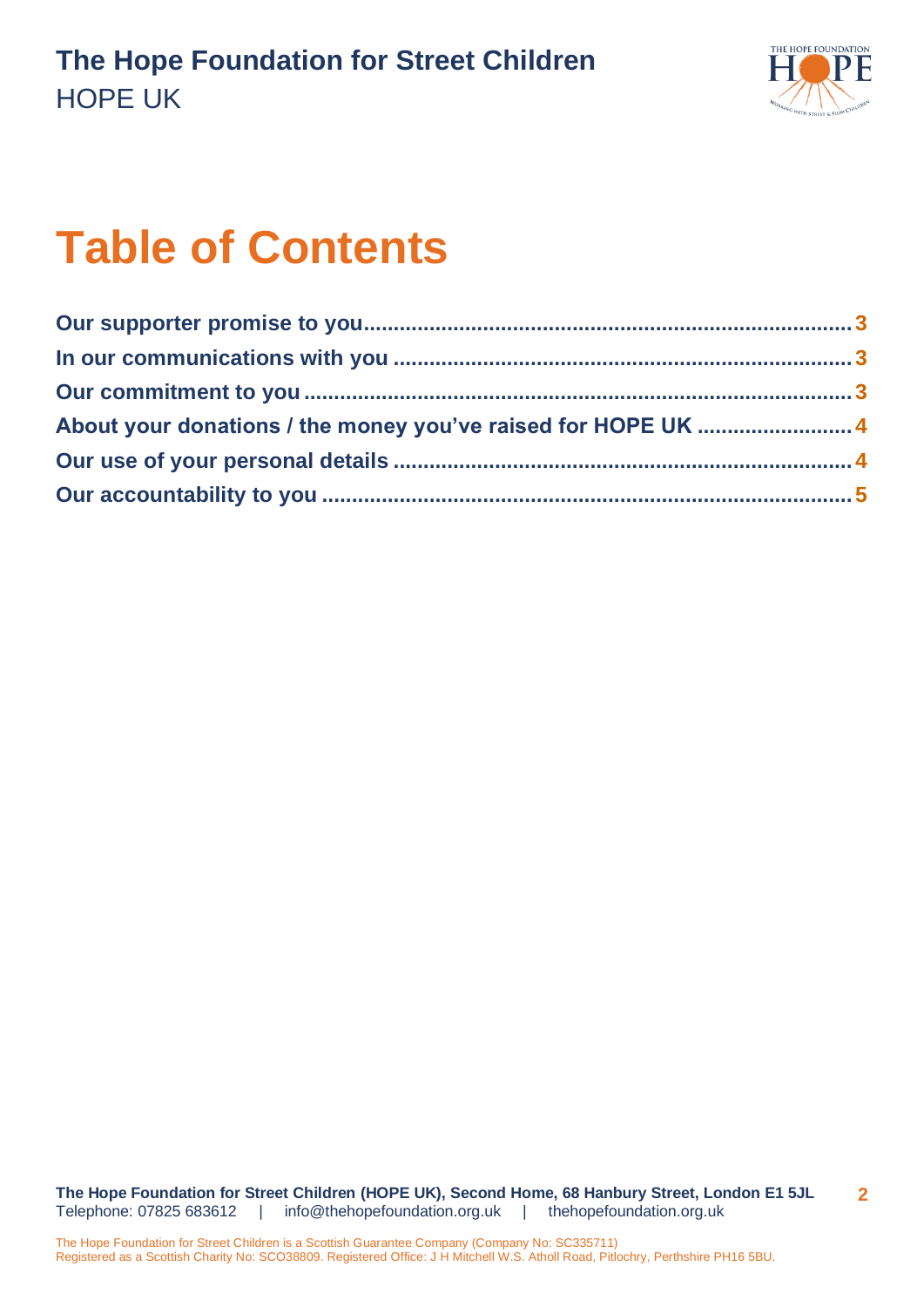# Table of Contents

| Section | Page |
|---|---|
| **Our supporter promise to you** | 3 |
| **In our communications with you** | 3 |
| **Our commitment to you** | 3 |
| **About your donations / the money you've raised for HOPE UK** | 4 |
| **Our use of your personal details** | 4 |
| **Our accountability to you** | 5 |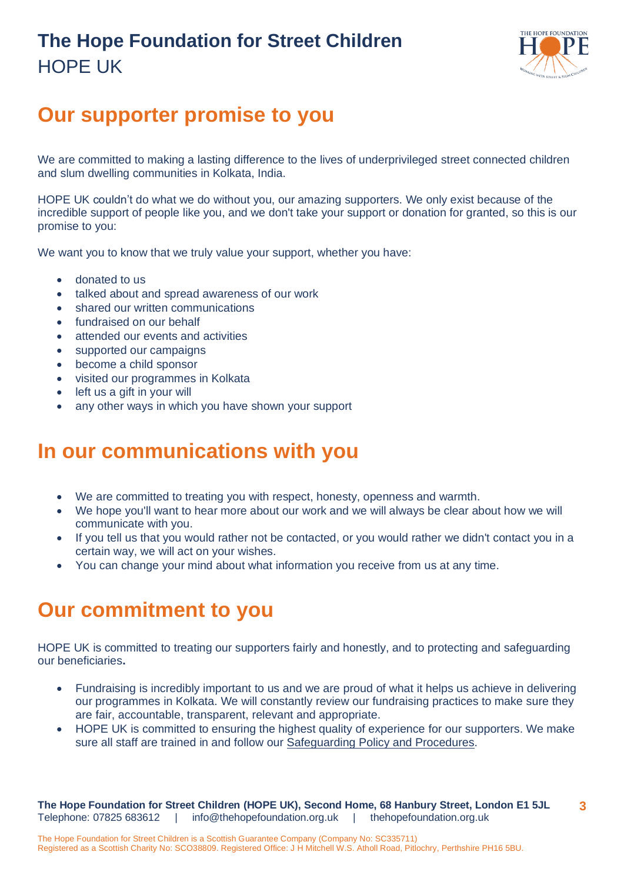# Our supporter promise to you

We are committed to making a lasting difference to the lives of underprivileged street connected children and slum dwelling communities in Kolkata, India.

HOPE UK couldn't do what we do without you, our amazing supporters. We only exist because of the incredible support of people like you, and we don't take your support or donation for granted, so this is our promise to you:

We want you to know that we truly value your support, whether you have:

- donated to us
- talked about and spread awareness of our work
- shared our written communications
- fundraised on our behalf
- attended our events and activities
- supported our campaigns
- become a child sponsor
- visited our programmes in Kolkata
- left us a gift in your will
- any other ways in which you have shown your support

# In our communications with you

- We are committed to treating you with respect, honesty, openness and warmth.
- We hope you'll want to hear more about our work and we will always be clear about how we will communicate with you.
- If you tell us that you would rather not be contacted, or you would rather we didn't contact you in a certain way, we will act on your wishes.
- You can change your mind about what information you receive from us at any time.

# Our commitment to you

HOPE UK is committed to treating our supporters fairly and honestly, and to protecting and safeguarding our beneficiaries**.**

- Fundraising is incredibly important to us and we are proud of what it helps us achieve in delivering our programmes in Kolkata. We will constantly review our fundraising practices to make sure they are fair, accountable, transparent, relevant and appropriate.
- HOPE UK is committed to ensuring the highest quality of experience for our supporters. We make sure all staff are trained in and follow our Safeguarding Policy and Procedures.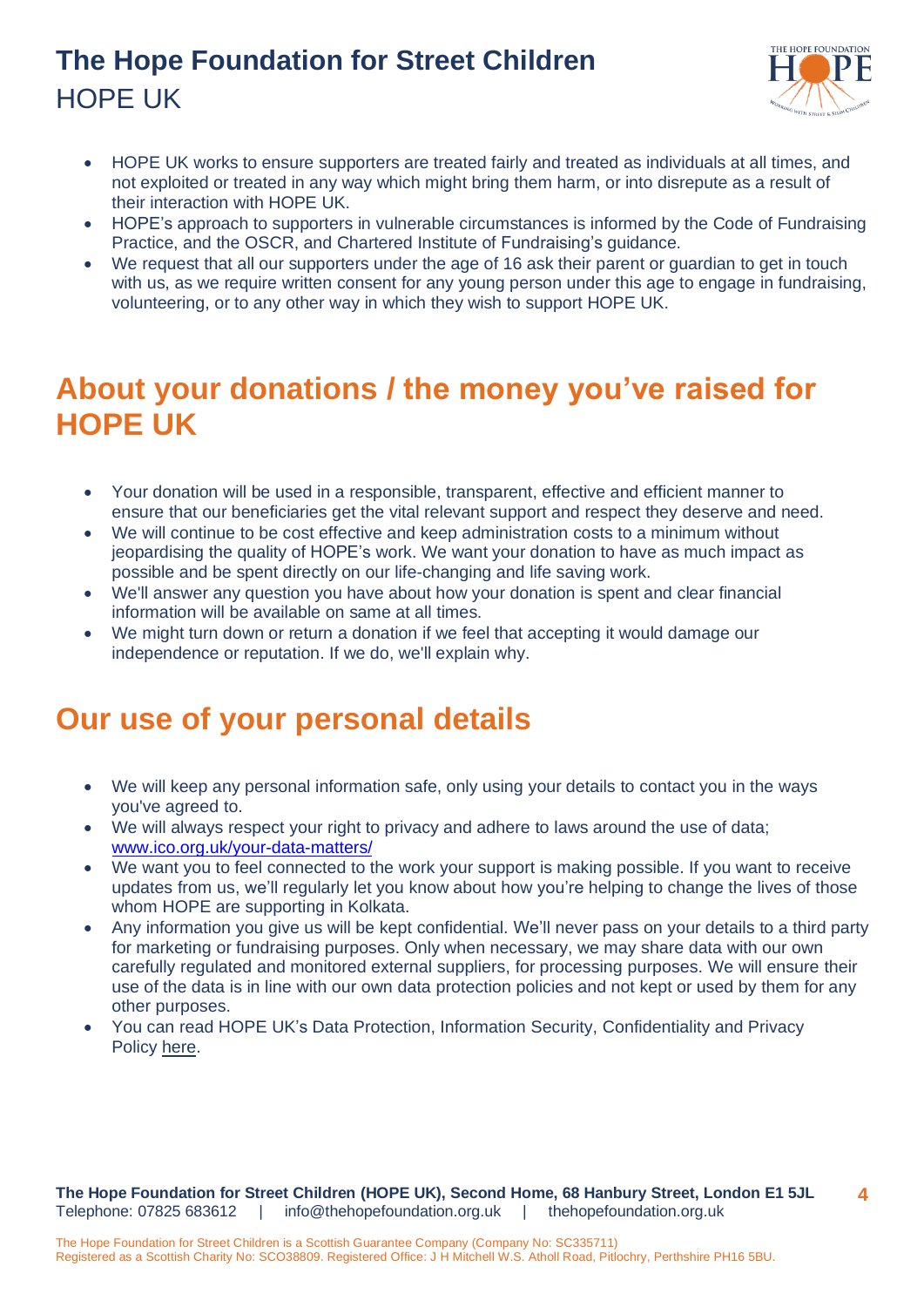- HOPE UK works to ensure supporters are treated fairly and treated as individuals at all times, and not exploited or treated in any way which might bring them harm, or into disrepute as a result of their interaction with HOPE UK.
- HOPE's approach to supporters in vulnerable circumstances is informed by the Code of Fundraising Practice, and the OSCR, and Chartered Institute of Fundraising's guidance.
- We request that all our supporters under the age of 16 ask their parent or guardian to get in touch with us, as we require written consent for any young person under this age to engage in fundraising, volunteering, or to any other way in which they wish to support HOPE UK.

## About your donations / the money you've raised for HOPE UK

- Your donation will be used in a responsible, transparent, effective and efficient manner to ensure that our beneficiaries get the vital relevant support and respect they deserve and need.
- We will continue to be cost effective and keep administration costs to a minimum without jeopardising the quality of HOPE's work. We want your donation to have as much impact as possible and be spent directly on our life-changing and life saving work.
- We'll answer any question you have about how your donation is spent and clear financial information will be available on same at all times.
- We might turn down or return a donation if we feel that accepting it would damage our independence or reputation. If we do, we'll explain why.

## Our use of your personal details

- We will keep any personal information safe, only using your details to contact you in the ways you've agreed to.
- We will always respect your right to privacy and adhere to laws around the use of data; www.ico.org.uk/your-data-matters/
- We want you to feel connected to the work your support is making possible. If you want to receive updates from us, we'll regularly let you know about how you're helping to change the lives of those whom HOPE are supporting in Kolkata.
- Any information you give us will be kept confidential. We'll never pass on your details to a third party for marketing or fundraising purposes. Only when necessary, we may share data with our own carefully regulated and monitored external suppliers, for processing purposes. We will ensure their use of the data is in line with our own data protection policies and not kept or used by them for any other purposes.
- You can read HOPE UK's Data Protection, Information Security, Confidentiality and Privacy Policy here.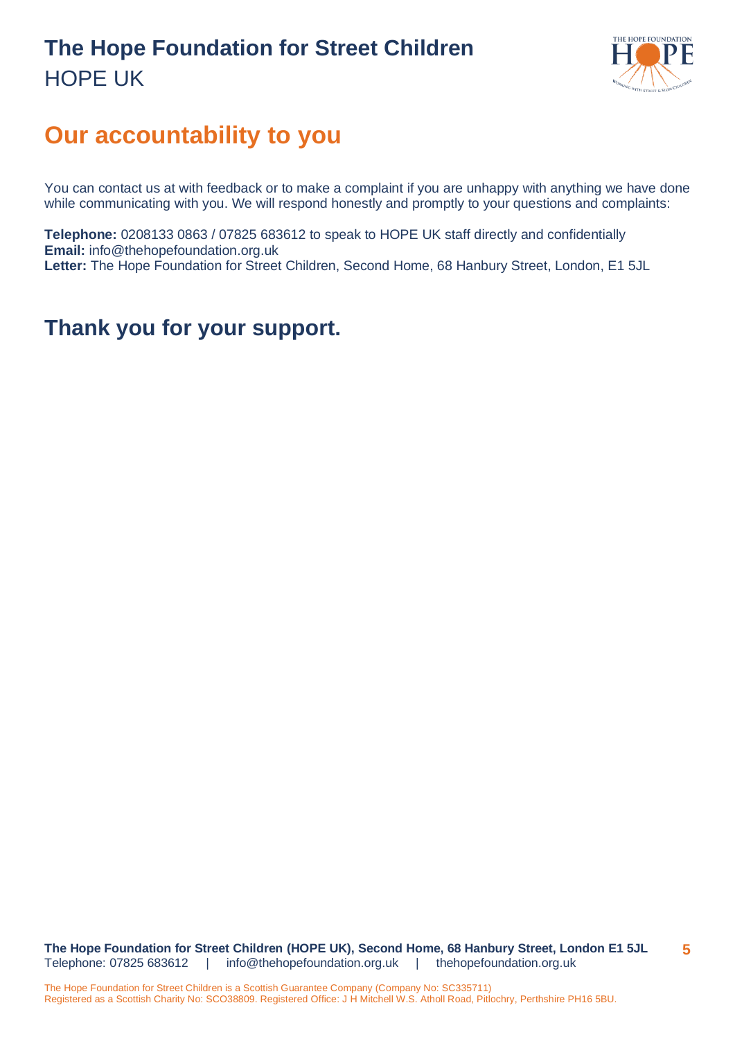## Our accountability to you

You can contact us at with feedback or to make a complaint if you are unhappy with anything we have done while communicating with you. We will respond honestly and promptly to your questions and complaints:

**Telephone:** 0208133 0863 / 07825 683612 to speak to HOPE UK staff directly and confidentially
**Email:** info@thehopefoundation.org.uk
**Letter:** The Hope Foundation for Street Children, Second Home, 68 Hanbury Street, London, E1 5JL

## Thank you for your support.